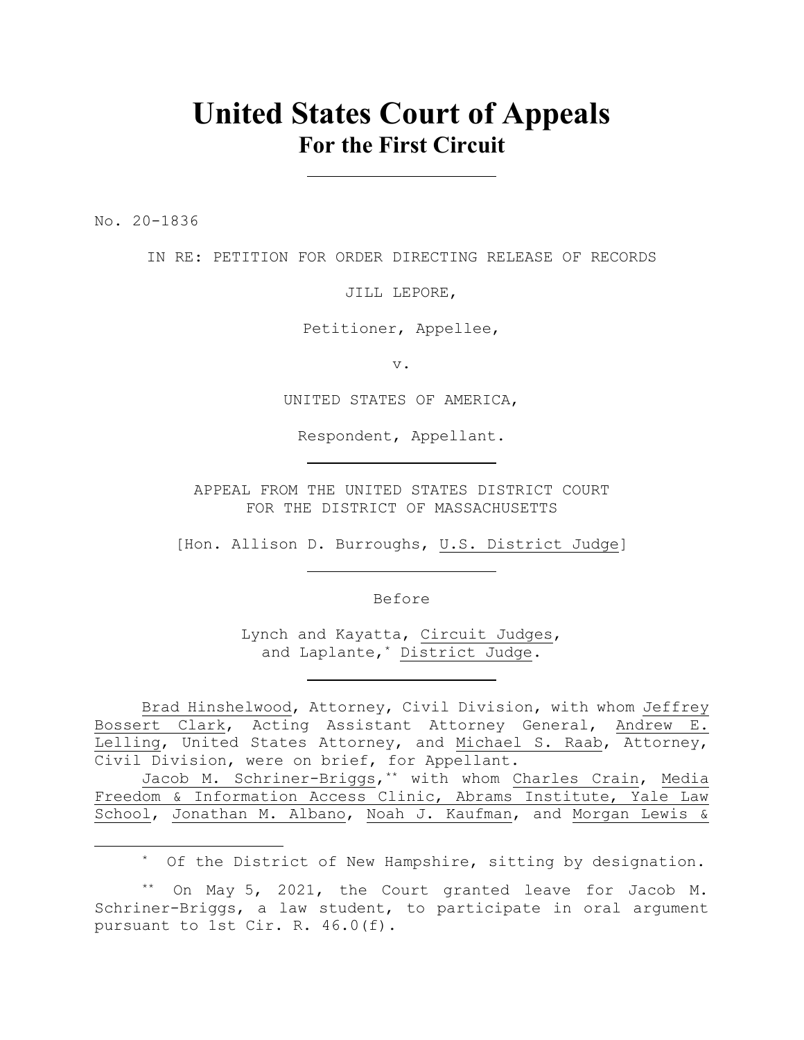# United States Court of Appeals
## For the First Circuit

---

No. 20-1836

IN RE: PETITION FOR ORDER DIRECTING RELEASE OF RECORDS

JILL LEPORE,

Petitioner, Appellee,

v.

UNITED STATES OF AMERICA,

Respondent, Appellant.

---

APPEAL FROM THE UNITED STATES DISTRICT COURT
FOR THE DISTRICT OF MASSACHUSETTS

[Hon. Allison D. Burroughs, U.S. District Judge]

---

Before

Lynch and Kayatta, Circuit Judges,
and Laplante,[*] District Judge.

---

Brad Hinshelwood, Attorney, Civil Division, with whom Jeffrey Bossert Clark, Acting Assistant Attorney General, Andrew E. Lelling, United States Attorney, and Michael S. Raab, Attorney, Civil Division, were on brief, for Appellant.

Jacob M. Schriner-Briggs,[**] with whom Charles Crain, Media Freedom & Information Access Clinic, Abrams Institute, Yale Law School, Jonathan M. Albano, Noah J. Kaufman, and Morgan Lewis &

---

[*] Of the District of New Hampshire, sitting by designation.

[**] On May 5, 2021, the Court granted leave for Jacob M. Schriner-Briggs, a law student, to participate in oral argument pursuant to 1st Cir. R. 46.0(f).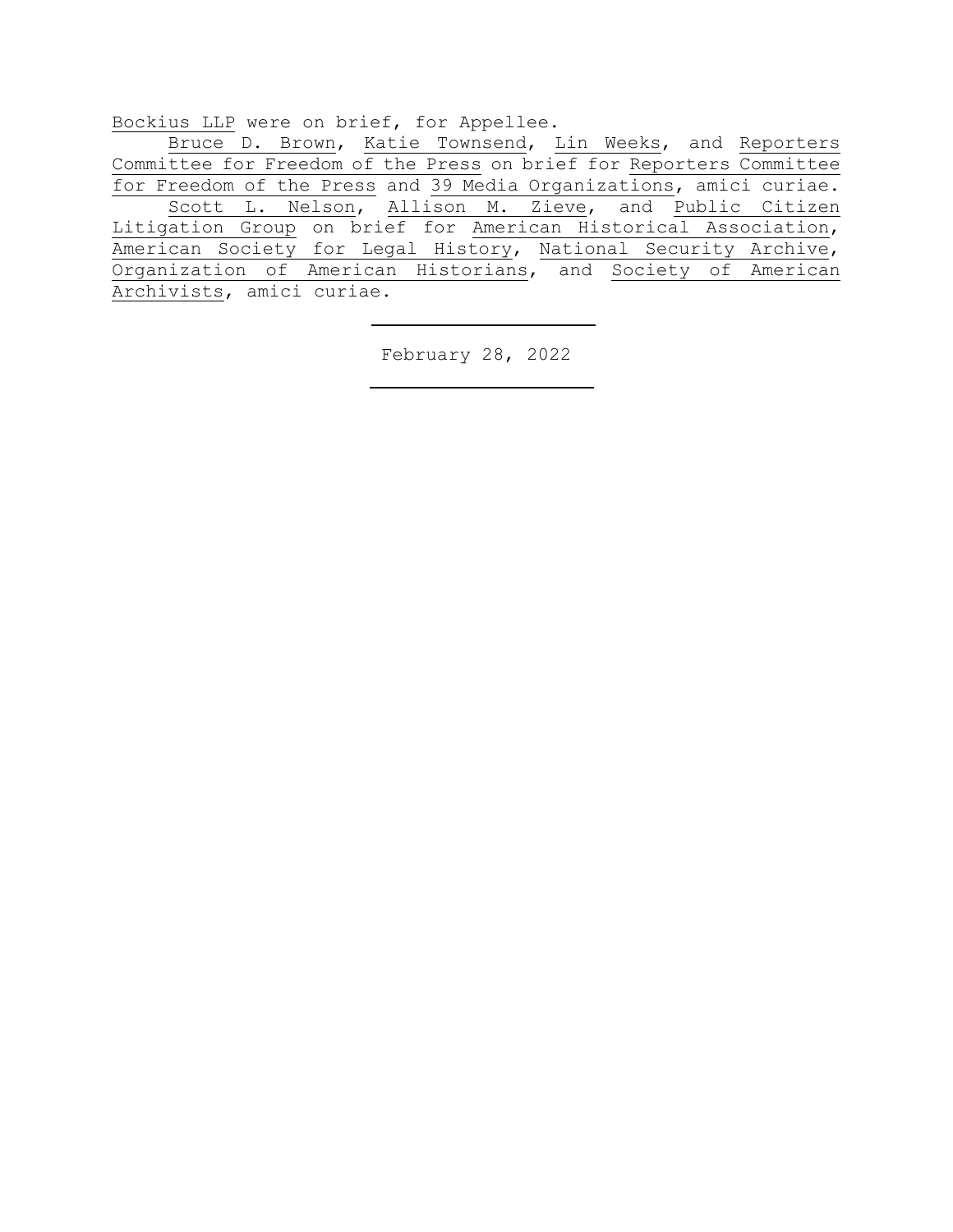Bockius LLP were on brief, for Appellee.

Bruce D. Brown, Katie Townsend, Lin Weeks, and Reporters Committee for Freedom of the Press on brief for Reporters Committee for Freedom of the Press and 39 Media Organizations, amici curiae.

Scott L. Nelson, Allison M. Zieve, and Public Citizen Litigation Group on brief for American Historical Association, American Society for Legal History, National Security Archive, Organization of American Historians, and Society of American Archivists, amici curiae.

---

February 28, 2022

---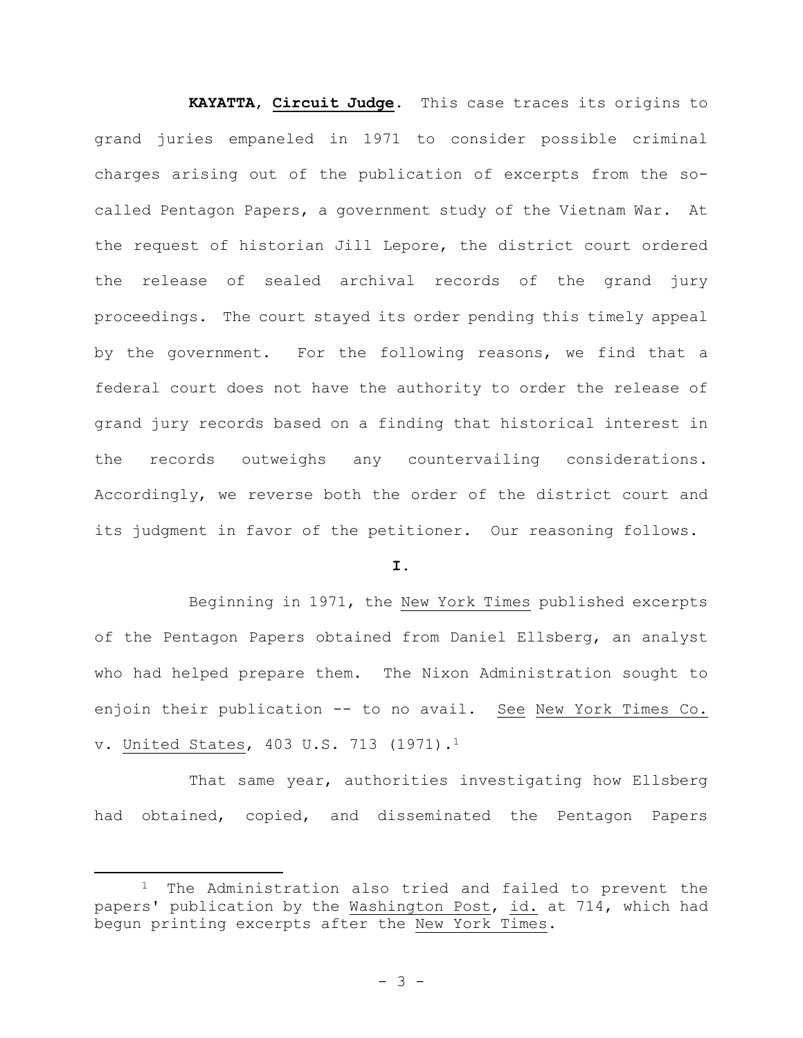**KAYATTA**, **Circuit Judge**. This case traces its origins to grand juries empaneled in 1971 to consider possible criminal charges arising out of the publication of excerpts from the so-called Pentagon Papers, a government study of the Vietnam War. At the request of historian Jill Lepore, the district court ordered the release of sealed archival records of the grand jury proceedings. The court stayed its order pending this timely appeal by the government. For the following reasons, we find that a federal court does not have the authority to order the release of grand jury records based on a finding that historical interest in the records outweighs any countervailing considerations. Accordingly, we reverse both the order of the district court and its judgment in favor of the petitioner. Our reasoning follows.

**I.**

Beginning in 1971, the New York Times published excerpts of the Pentagon Papers obtained from Daniel Ellsberg, an analyst who had helped prepare them. The Nixon Administration sought to enjoin their publication -- to no avail. See New York Times Co. v. United States, 403 U.S. 713 (1971).[1]

That same year, authorities investigating how Ellsberg had obtained, copied, and disseminated the Pentagon Papers

[1] The Administration also tried and failed to prevent the papers' publication by the Washington Post, id. at 714, which had begun printing excerpts after the New York Times.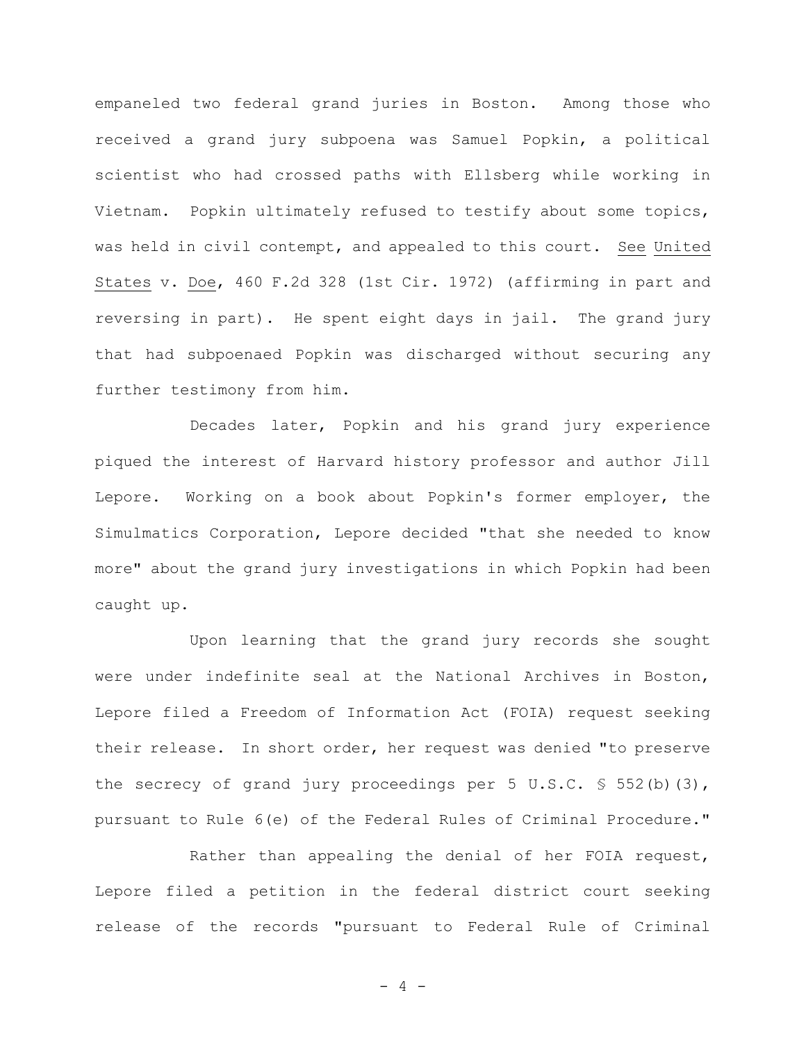empaneled two federal grand juries in Boston. Among those who received a grand jury subpoena was Samuel Popkin, a political scientist who had crossed paths with Ellsberg while working in Vietnam. Popkin ultimately refused to testify about some topics, was held in civil contempt, and appealed to this court. See United States v. Doe, 460 F.2d 328 (1st Cir. 1972) (affirming in part and reversing in part). He spent eight days in jail. The grand jury that had subpoenaed Popkin was discharged without securing any further testimony from him.

Decades later, Popkin and his grand jury experience piqued the interest of Harvard history professor and author Jill Lepore. Working on a book about Popkin's former employer, the Simulmatics Corporation, Lepore decided "that she needed to know more" about the grand jury investigations in which Popkin had been caught up.

Upon learning that the grand jury records she sought were under indefinite seal at the National Archives in Boston, Lepore filed a Freedom of Information Act (FOIA) request seeking their release. In short order, her request was denied "to preserve the secrecy of grand jury proceedings per 5 U.S.C. § 552(b)(3), pursuant to Rule 6(e) of the Federal Rules of Criminal Procedure."

Rather than appealing the denial of her FOIA request, Lepore filed a petition in the federal district court seeking release of the records "pursuant to Federal Rule of Criminal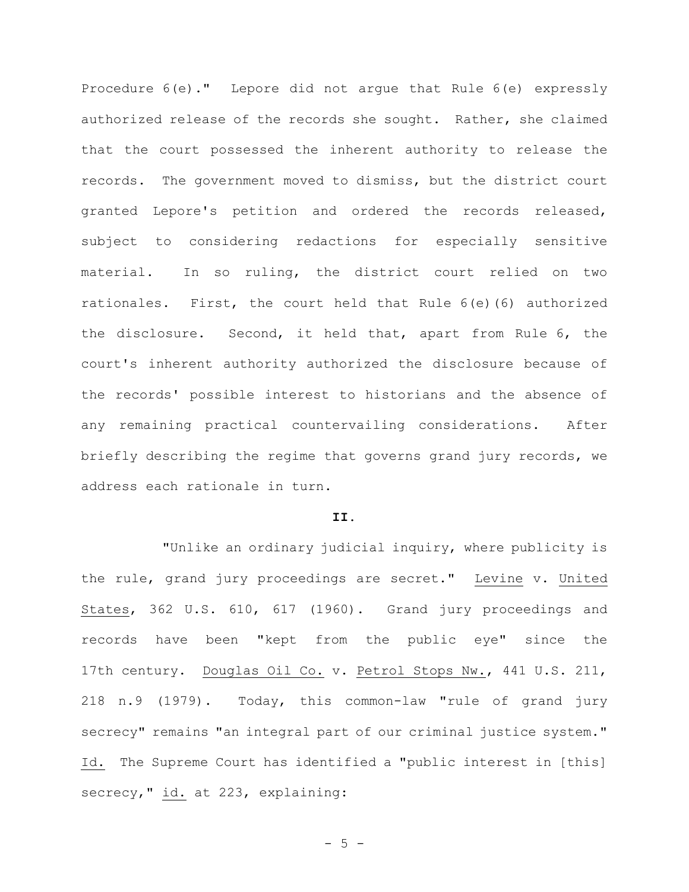Procedure 6(e)." Lepore did not argue that Rule 6(e) expressly authorized release of the records she sought. Rather, she claimed that the court possessed the inherent authority to release the records. The government moved to dismiss, but the district court granted Lepore's petition and ordered the records released, subject to considering redactions for especially sensitive material. In so ruling, the district court relied on two rationales. First, the court held that Rule 6(e)(6) authorized the disclosure. Second, it held that, apart from Rule 6, the court's inherent authority authorized the disclosure because of the records' possible interest to historians and the absence of any remaining practical countervailing considerations. After briefly describing the regime that governs grand jury records, we address each rationale in turn.

## II.

"Unlike an ordinary judicial inquiry, where publicity is the rule, grand jury proceedings are secret." Levine v. United States, 362 U.S. 610, 617 (1960). Grand jury proceedings and records have been "kept from the public eye" since the 17th century. Douglas Oil Co. v. Petrol Stops Nw., 441 U.S. 211, 218 n.9 (1979). Today, this common-law "rule of grand jury secrecy" remains "an integral part of our criminal justice system." Id. The Supreme Court has identified a "public interest in [this] secrecy," id. at 223, explaining: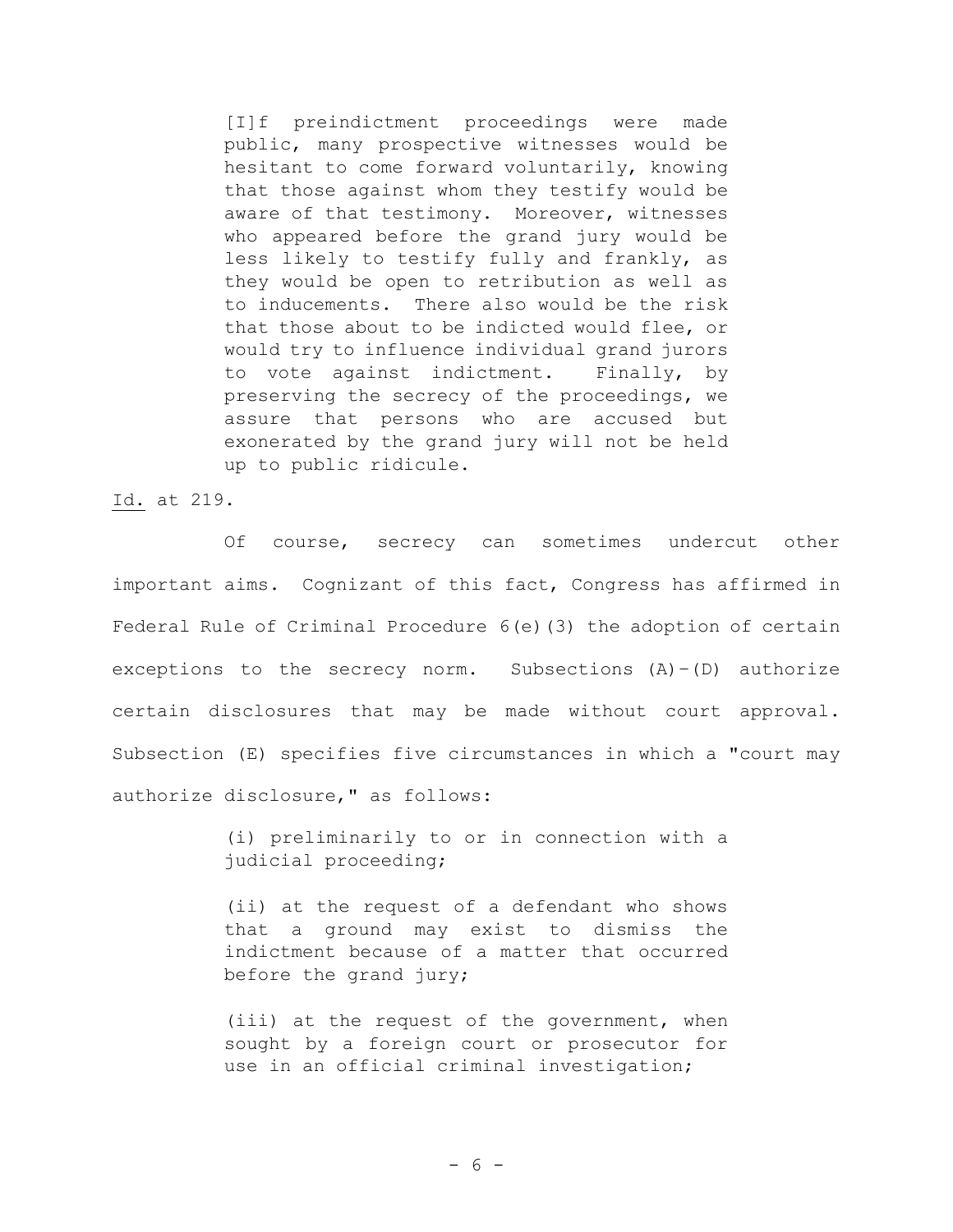> [I]f preindictment proceedings were made public, many prospective witnesses would be hesitant to come forward voluntarily, knowing that those against whom they testify would be aware of that testimony. Moreover, witnesses who appeared before the grand jury would be less likely to testify fully and frankly, as they would be open to retribution as well as to inducements. There also would be the risk that those about to be indicted would flee, or would try to influence individual grand jurors to vote against indictment. Finally, by preserving the secrecy of the proceedings, we assure that persons who are accused but exonerated by the grand jury will not be held up to public ridicule.

Id. at 219.

Of course, secrecy can sometimes undercut other important aims. Cognizant of this fact, Congress has affirmed in Federal Rule of Criminal Procedure 6(e)(3) the adoption of certain exceptions to the secrecy norm. Subsections (A)-(D) authorize certain disclosures that may be made without court approval. Subsection (E) specifies five circumstances in which a "court may authorize disclosure," as follows:

> (i) preliminarily to or in connection with a judicial proceeding;
>
> (ii) at the request of a defendant who shows that a ground may exist to dismiss the indictment because of a matter that occurred before the grand jury;
>
> (iii) at the request of the government, when sought by a foreign court or prosecutor for use in an official criminal investigation;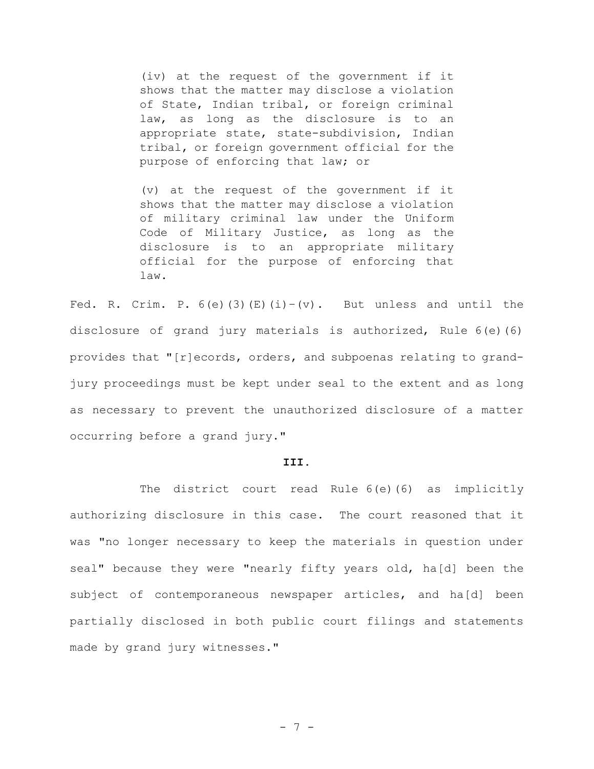> (iv) at the request of the government if it shows that the matter may disclose a violation of State, Indian tribal, or foreign criminal law, as long as the disclosure is to an appropriate state, state-subdivision, Indian tribal, or foreign government official for the purpose of enforcing that law; or
>
> (v) at the request of the government if it shows that the matter may disclose a violation of military criminal law under the Uniform Code of Military Justice, as long as the disclosure is to an appropriate military official for the purpose of enforcing that law.

Fed. R. Crim. P. 6(e)(3)(E)(i)–(v). But unless and until the disclosure of grand jury materials is authorized, Rule 6(e)(6) provides that "[r]ecords, orders, and subpoenas relating to grand-jury proceedings must be kept under seal to the extent and as long as necessary to prevent the unauthorized disclosure of a matter occurring before a grand jury."

**III.**

The district court read Rule 6(e)(6) as implicitly authorizing disclosure in this case. The court reasoned that it was "no longer necessary to keep the materials in question under seal" because they were "nearly fifty years old, ha[d] been the subject of contemporaneous newspaper articles, and ha[d] been partially disclosed in both public court filings and statements made by grand jury witnesses."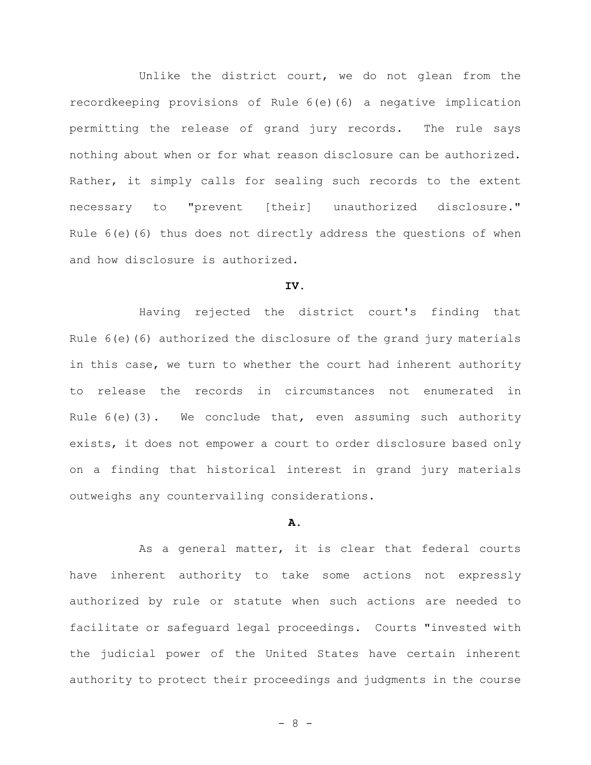Unlike the district court, we do not glean from the recordkeeping provisions of Rule 6(e)(6) a negative implication permitting the release of grand jury records. The rule says nothing about when or for what reason disclosure can be authorized. Rather, it simply calls for sealing such records to the extent necessary to "prevent [their] unauthorized disclosure." Rule 6(e)(6) thus does not directly address the questions of when and how disclosure is authorized.

## IV.

Having rejected the district court's finding that Rule 6(e)(6) authorized the disclosure of the grand jury materials in this case, we turn to whether the court had inherent authority to release the records in circumstances not enumerated in Rule 6(e)(3). We conclude that, even assuming such authority exists, it does not empower a court to order disclosure based only on a finding that historical interest in grand jury materials outweighs any countervailing considerations.

### A.

As a general matter, it is clear that federal courts have inherent authority to take some actions not expressly authorized by rule or statute when such actions are needed to facilitate or safeguard legal proceedings. Courts "invested with the judicial power of the United States have certain inherent authority to protect their proceedings and judgments in the course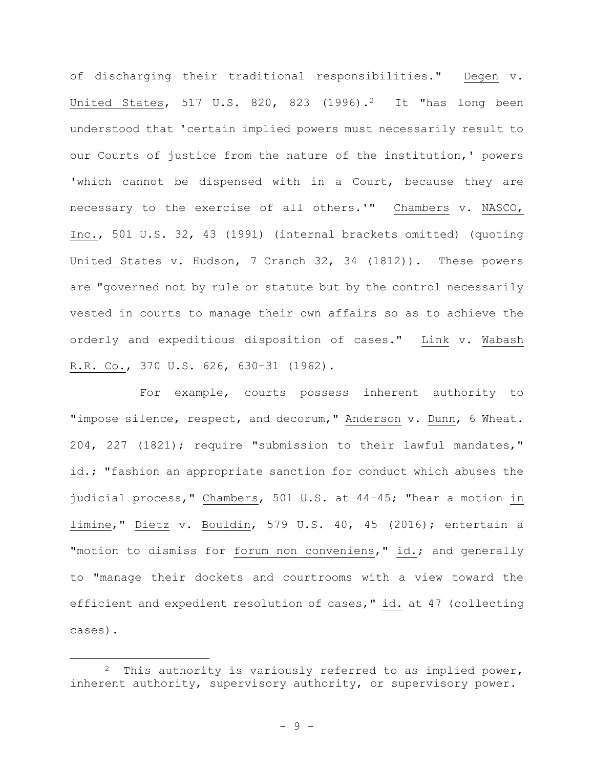of discharging their traditional responsibilities." Degen v. United States, 517 U.S. 820, 823 (1996).[2] It "has long been understood that 'certain implied powers must necessarily result to our Courts of justice from the nature of the institution,' powers 'which cannot be dispensed with in a Court, because they are necessary to the exercise of all others.'" Chambers v. NASCO, Inc., 501 U.S. 32, 43 (1991) (internal brackets omitted) (quoting United States v. Hudson, 7 Cranch 32, 34 (1812)). These powers are "governed not by rule or statute but by the control necessarily vested in courts to manage their own affairs so as to achieve the orderly and expeditious disposition of cases." Link v. Wabash R.R. Co., 370 U.S. 626, 630–31 (1962).

For example, courts possess inherent authority to "impose silence, respect, and decorum," Anderson v. Dunn, 6 Wheat. 204, 227 (1821); require "submission to their lawful mandates," id.; "fashion an appropriate sanction for conduct which abuses the judicial process," Chambers, 501 U.S. at 44–45; "hear a motion *in limine*," Dietz v. Bouldin, 579 U.S. 40, 45 (2016); entertain a "motion to dismiss for *forum non conveniens*," id.; and generally to "manage their dockets and courtrooms with a view toward the efficient and expedient resolution of cases," id. at 47 (collecting cases).

[2] This authority is variously referred to as implied power, inherent authority, supervisory authority, or supervisory power.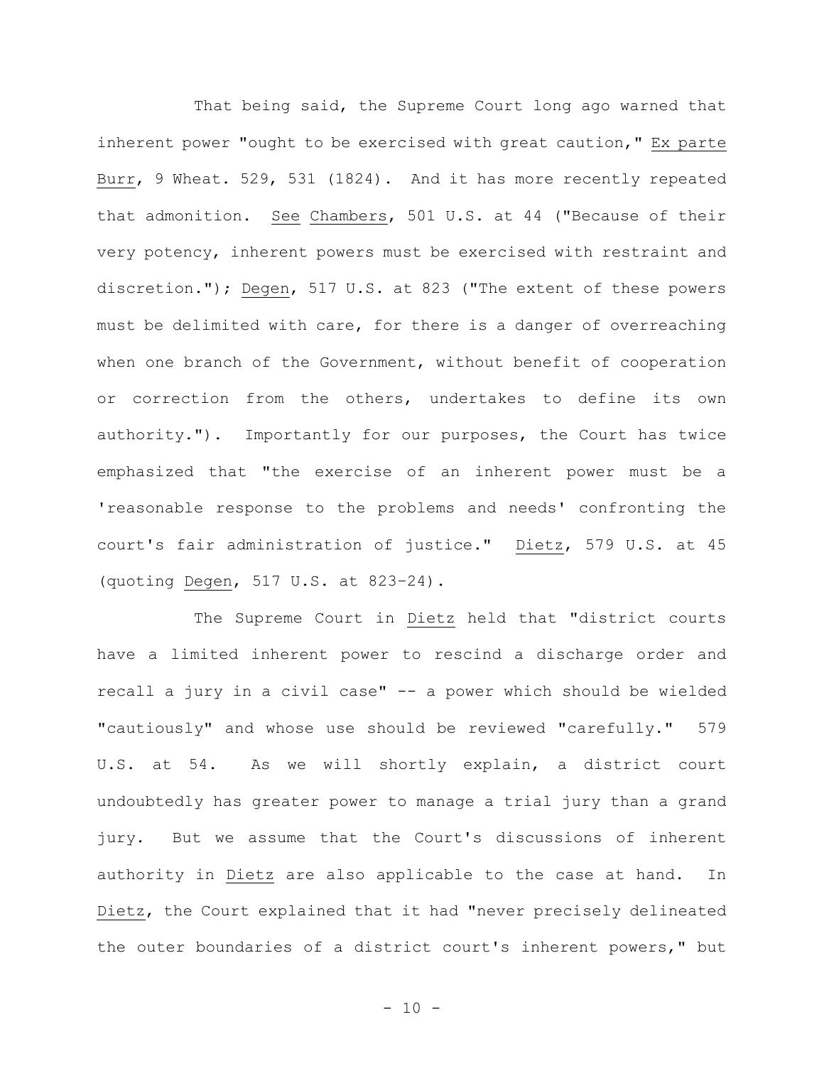That being said, the Supreme Court long ago warned that inherent power "ought to be exercised with great caution," Ex parte Burr, 9 Wheat. 529, 531 (1824). And it has more recently repeated that admonition. See Chambers, 501 U.S. at 44 ("Because of their very potency, inherent powers must be exercised with restraint and discretion."); Degen, 517 U.S. at 823 ("The extent of these powers must be delimited with care, for there is a danger of overreaching when one branch of the Government, without benefit of cooperation or correction from the others, undertakes to define its own authority."). Importantly for our purposes, the Court has twice emphasized that "the exercise of an inherent power must be a 'reasonable response to the problems and needs' confronting the court's fair administration of justice." Dietz, 579 U.S. at 45 (quoting Degen, 517 U.S. at 823–24).

The Supreme Court in Dietz held that "district courts have a limited inherent power to rescind a discharge order and recall a jury in a civil case" -- a power which should be wielded "cautiously" and whose use should be reviewed "carefully." 579 U.S. at 54. As we will shortly explain, a district court undoubtedly has greater power to manage a trial jury than a grand jury. But we assume that the Court's discussions of inherent authority in Dietz are also applicable to the case at hand. In Dietz, the Court explained that it had "never precisely delineated the outer boundaries of a district court's inherent powers," but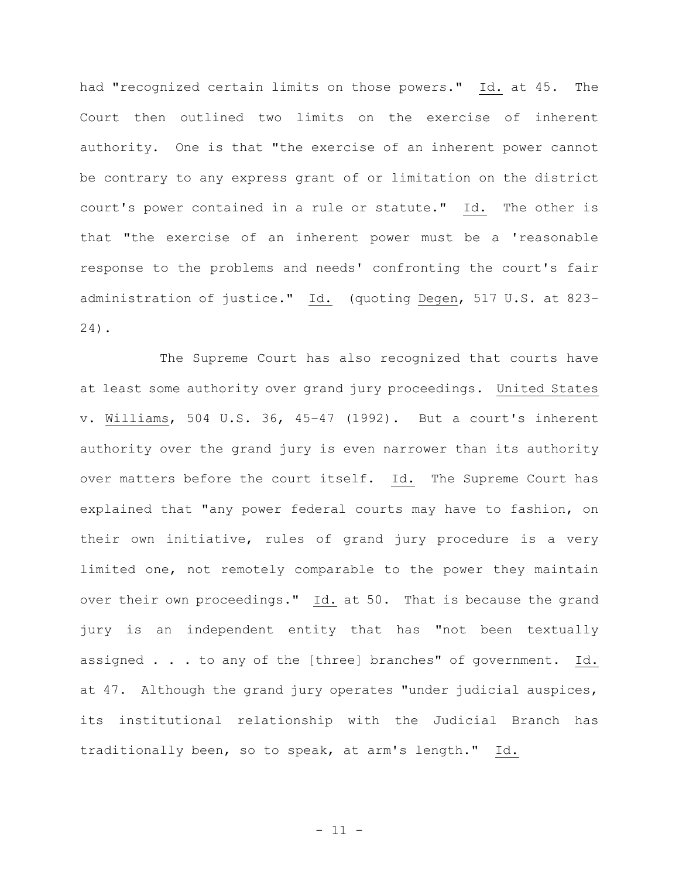had "recognized certain limits on those powers." Id. at 45. The Court then outlined two limits on the exercise of inherent authority. One is that "the exercise of an inherent power cannot be contrary to any express grant of or limitation on the district court's power contained in a rule or statute." Id. The other is that "the exercise of an inherent power must be a 'reasonable response to the problems and needs' confronting the court's fair administration of justice." Id. (quoting Degen, 517 U.S. at 823–24).

The Supreme Court has also recognized that courts have at least some authority over grand jury proceedings. United States v. Williams, 504 U.S. 36, 45–47 (1992). But a court's inherent authority over the grand jury is even narrower than its authority over matters before the court itself. Id. The Supreme Court has explained that "any power federal courts may have to fashion, on their own initiative, rules of grand jury procedure is a very limited one, not remotely comparable to the power they maintain over their own proceedings." Id. at 50. That is because the grand jury is an independent entity that has "not been textually assigned . . . to any of the [three] branches" of government. Id. at 47. Although the grand jury operates "under judicial auspices, its institutional relationship with the Judicial Branch has traditionally been, so to speak, at arm's length." Id.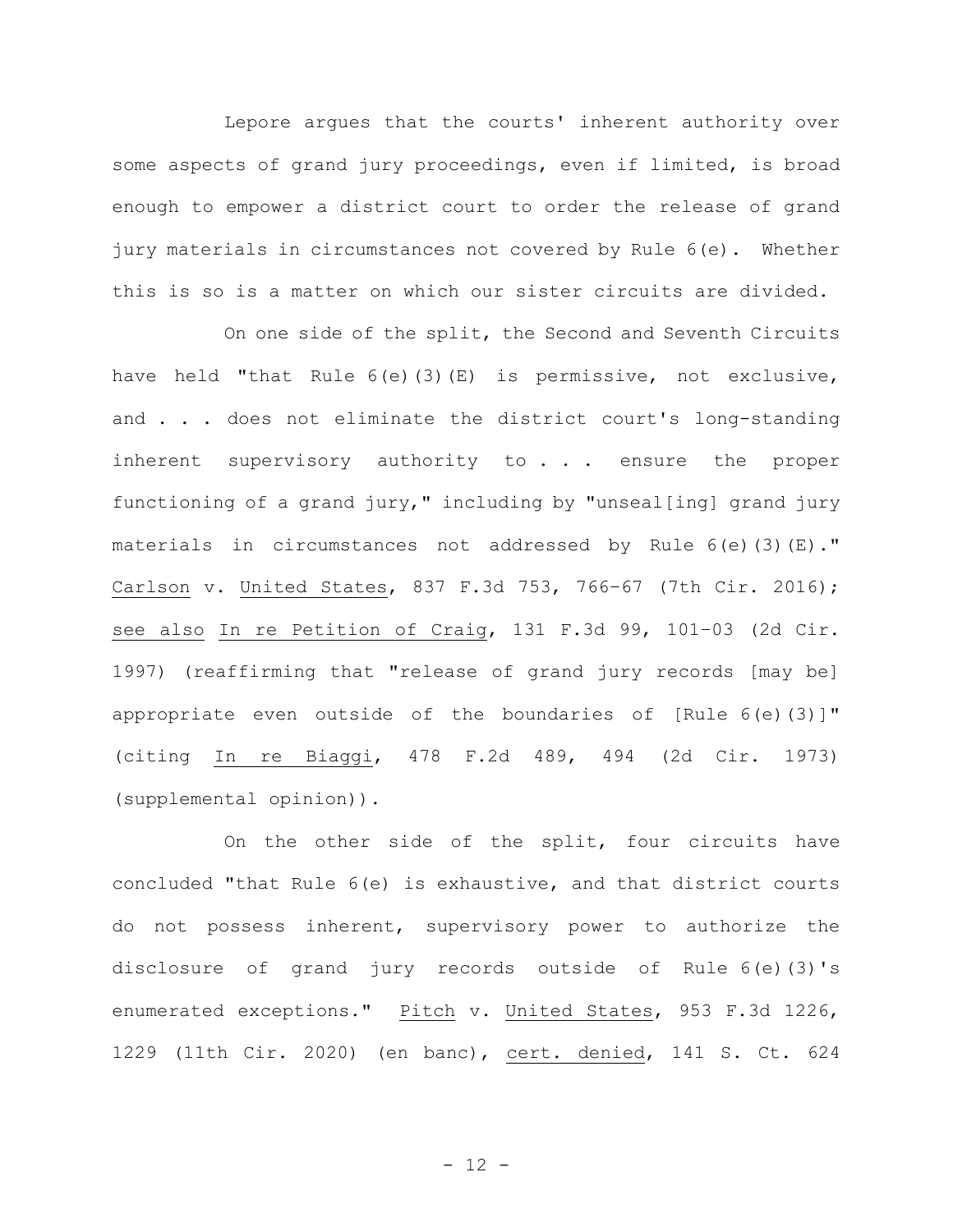Lepore argues that the courts' inherent authority over some aspects of grand jury proceedings, even if limited, is broad enough to empower a district court to order the release of grand jury materials in circumstances not covered by Rule 6(e). Whether this is so is a matter on which our sister circuits are divided.

On one side of the split, the Second and Seventh Circuits have held "that Rule 6(e)(3)(E) is permissive, not exclusive, and . . . does not eliminate the district court's long-standing inherent supervisory authority to . . . ensure the proper functioning of a grand jury," including by "unseal[ing] grand jury materials in circumstances not addressed by Rule 6(e)(3)(E)." Carlson v. United States, 837 F.3d 753, 766–67 (7th Cir. 2016); see also In re Petition of Craig, 131 F.3d 99, 101–03 (2d Cir. 1997) (reaffirming that "release of grand jury records [may be] appropriate even outside of the boundaries of [Rule 6(e)(3)]" (citing In re Biaggi, 478 F.2d 489, 494 (2d Cir. 1973) (supplemental opinion)).

On the other side of the split, four circuits have concluded "that Rule 6(e) is exhaustive, and that district courts do not possess inherent, supervisory power to authorize the disclosure of grand jury records outside of Rule 6(e)(3)'s enumerated exceptions." Pitch v. United States, 953 F.3d 1226, 1229 (11th Cir. 2020) (en banc), cert. denied, 141 S. Ct. 624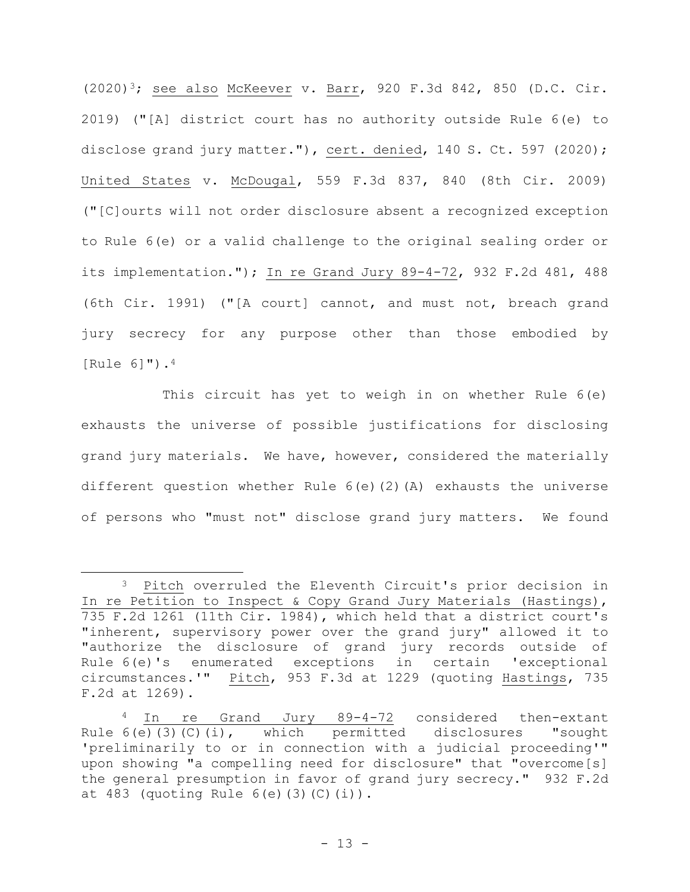(2020)[3]; see also McKeever v. Barr, 920 F.3d 842, 850 (D.C. Cir. 2019) ("[A] district court has no authority outside Rule 6(e) to disclose grand jury matter."), cert. denied, 140 S. Ct. 597 (2020); United States v. McDougal, 559 F.3d 837, 840 (8th Cir. 2009) ("[C]ourts will not order disclosure absent a recognized exception to Rule 6(e) or a valid challenge to the original sealing order or its implementation."); In re Grand Jury 89-4-72, 932 F.2d 481, 488 (6th Cir. 1991) ("[A court] cannot, and must not, breach grand jury secrecy for any purpose other than those embodied by [Rule 6]").[4]

This circuit has yet to weigh in on whether Rule 6(e) exhausts the universe of possible justifications for disclosing grand jury materials. We have, however, considered the materially different question whether Rule 6(e)(2)(A) exhausts the universe of persons who "must not" disclose grand jury matters. We found

---

[3] Pitch overruled the Eleventh Circuit's prior decision in In re Petition to Inspect & Copy Grand Jury Materials (Hastings), 735 F.2d 1261 (11th Cir. 1984), which held that a district court's "inherent, supervisory power over the grand jury" allowed it to "authorize the disclosure of grand jury records outside of Rule 6(e)'s enumerated exceptions in certain 'exceptional circumstances.'" Pitch, 953 F.3d at 1229 (quoting Hastings, 735 F.2d at 1269).

[4] In re Grand Jury 89-4-72 considered then-extant Rule 6(e)(3)(C)(i), which permitted disclosures "sought 'preliminarily to or in connection with a judicial proceeding'" upon showing "a compelling need for disclosure" that "overcome[s] the general presumption in favor of grand jury secrecy." 932 F.2d at 483 (quoting Rule 6(e)(3)(C)(i)).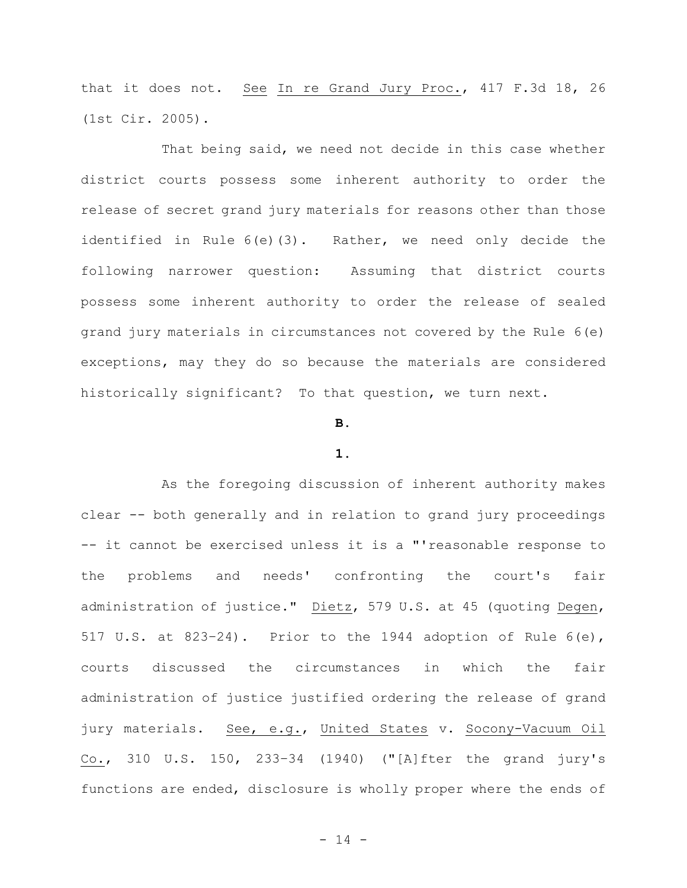that it does not. See In re Grand Jury Proc., 417 F.3d 18, 26 (1st Cir. 2005).

That being said, we need not decide in this case whether district courts possess some inherent authority to order the release of secret grand jury materials for reasons other than those identified in Rule 6(e)(3). Rather, we need only decide the following narrower question: Assuming that district courts possess some inherent authority to order the release of sealed grand jury materials in circumstances not covered by the Rule 6(e) exceptions, may they do so because the materials are considered historically significant? To that question, we turn next.

**B.**

**1.**

As the foregoing discussion of inherent authority makes clear -- both generally and in relation to grand jury proceedings -- it cannot be exercised unless it is a "'reasonable response to the problems and needs' confronting the court's fair administration of justice." Dietz, 579 U.S. at 45 (quoting Degen, 517 U.S. at 823–24). Prior to the 1944 adoption of Rule 6(e), courts discussed the circumstances in which the fair administration of justice justified ordering the release of grand jury materials. See, e.g., United States v. Socony-Vacuum Oil Co., 310 U.S. 150, 233–34 (1940) ("[A]fter the grand jury's functions are ended, disclosure is wholly proper where the ends of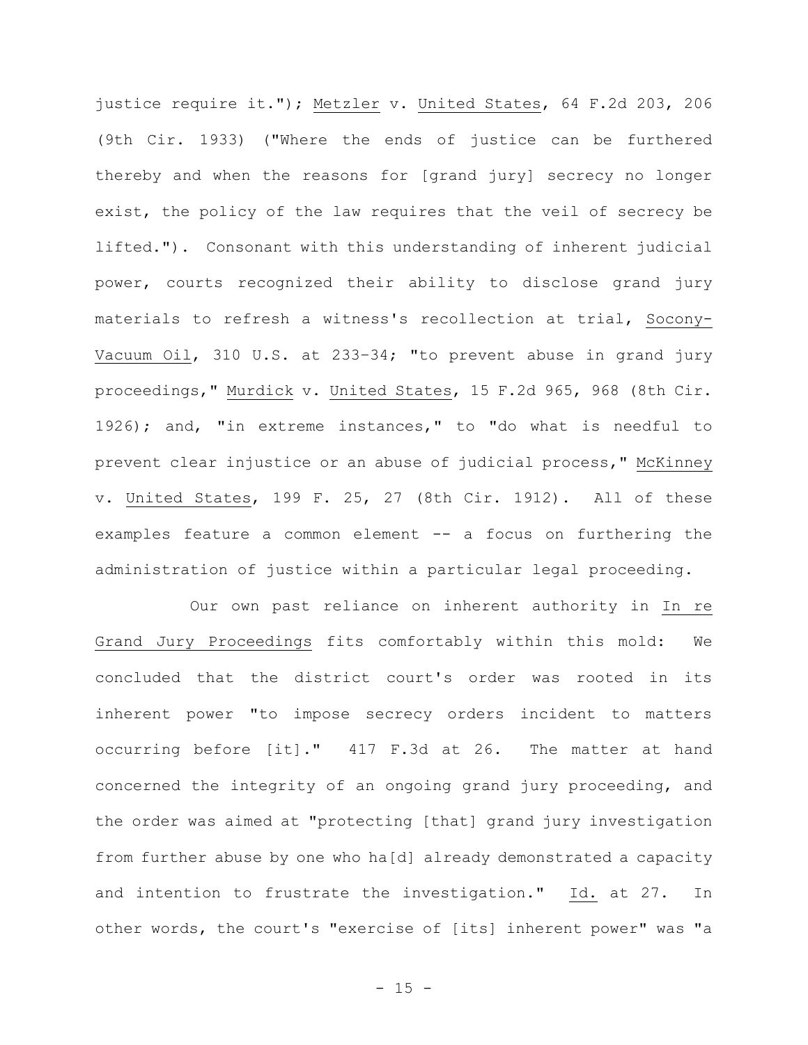justice require it."); Metzler v. United States, 64 F.2d 203, 206 (9th Cir. 1933) ("Where the ends of justice can be furthered thereby and when the reasons for [grand jury] secrecy no longer exist, the policy of the law requires that the veil of secrecy be lifted."). Consonant with this understanding of inherent judicial power, courts recognized their ability to disclose grand jury materials to refresh a witness's recollection at trial, Socony-Vacuum Oil, 310 U.S. at 233–34; "to prevent abuse in grand jury proceedings," Murdick v. United States, 15 F.2d 965, 968 (8th Cir. 1926); and, "in extreme instances," to "do what is needful to prevent clear injustice or an abuse of judicial process," McKinney v. United States, 199 F. 25, 27 (8th Cir. 1912). All of these examples feature a common element -- a focus on furthering the administration of justice within a particular legal proceeding.

Our own past reliance on inherent authority in In re Grand Jury Proceedings fits comfortably within this mold: We concluded that the district court's order was rooted in its inherent power "to impose secrecy orders incident to matters occurring before [it]." 417 F.3d at 26. The matter at hand concerned the integrity of an ongoing grand jury proceeding, and the order was aimed at "protecting [that] grand jury investigation from further abuse by one who ha[d] already demonstrated a capacity and intention to frustrate the investigation." Id. at 27. In other words, the court's "exercise of [its] inherent power" was "a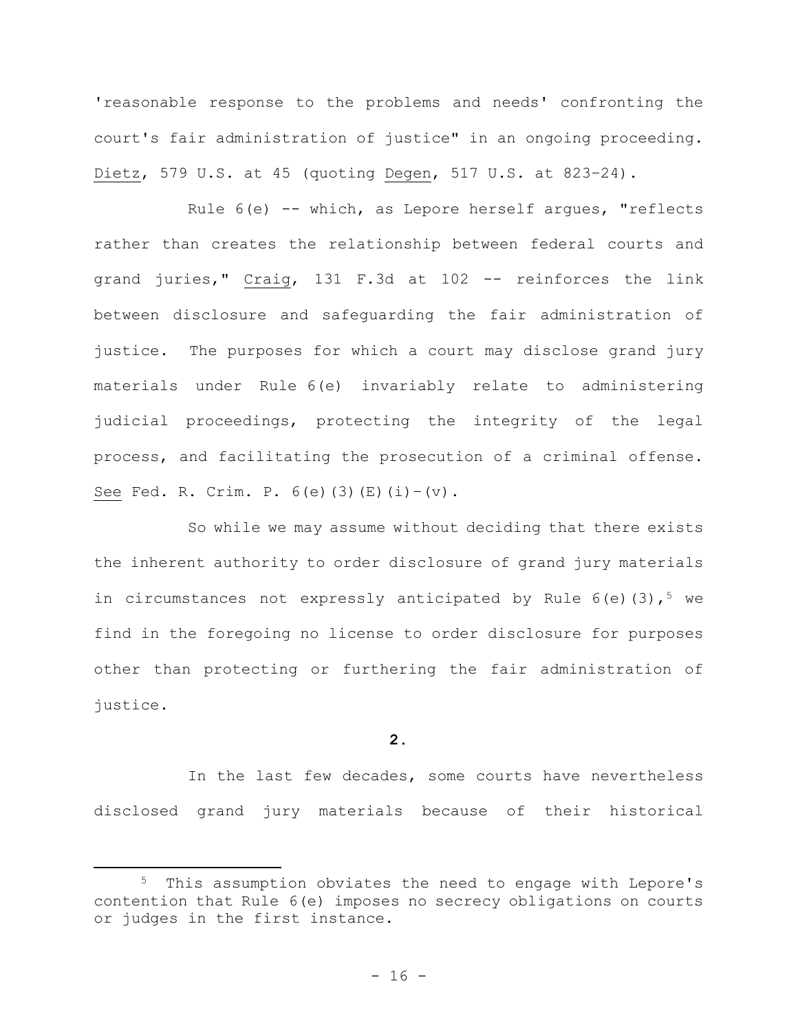'reasonable response to the problems and needs' confronting the court's fair administration of justice" in an ongoing proceeding. Dietz, 579 U.S. at 45 (quoting Degen, 517 U.S. at 823–24).

Rule 6(e) -- which, as Lepore herself argues, "reflects rather than creates the relationship between federal courts and grand juries," Craig, 131 F.3d at 102 -- reinforces the link between disclosure and safeguarding the fair administration of justice. The purposes for which a court may disclose grand jury materials under Rule 6(e) invariably relate to administering judicial proceedings, protecting the integrity of the legal process, and facilitating the prosecution of a criminal offense. See Fed. R. Crim. P. 6(e)(3)(E)(i)–(v).

So while we may assume without deciding that there exists the inherent authority to order disclosure of grand jury materials in circumstances not expressly anticipated by Rule 6(e)(3),[5] we find in the foregoing no license to order disclosure for purposes other than protecting or furthering the fair administration of justice.

**2.**

In the last few decades, some courts have nevertheless disclosed grand jury materials because of their historical

[5] This assumption obviates the need to engage with Lepore's contention that Rule 6(e) imposes no secrecy obligations on courts or judges in the first instance.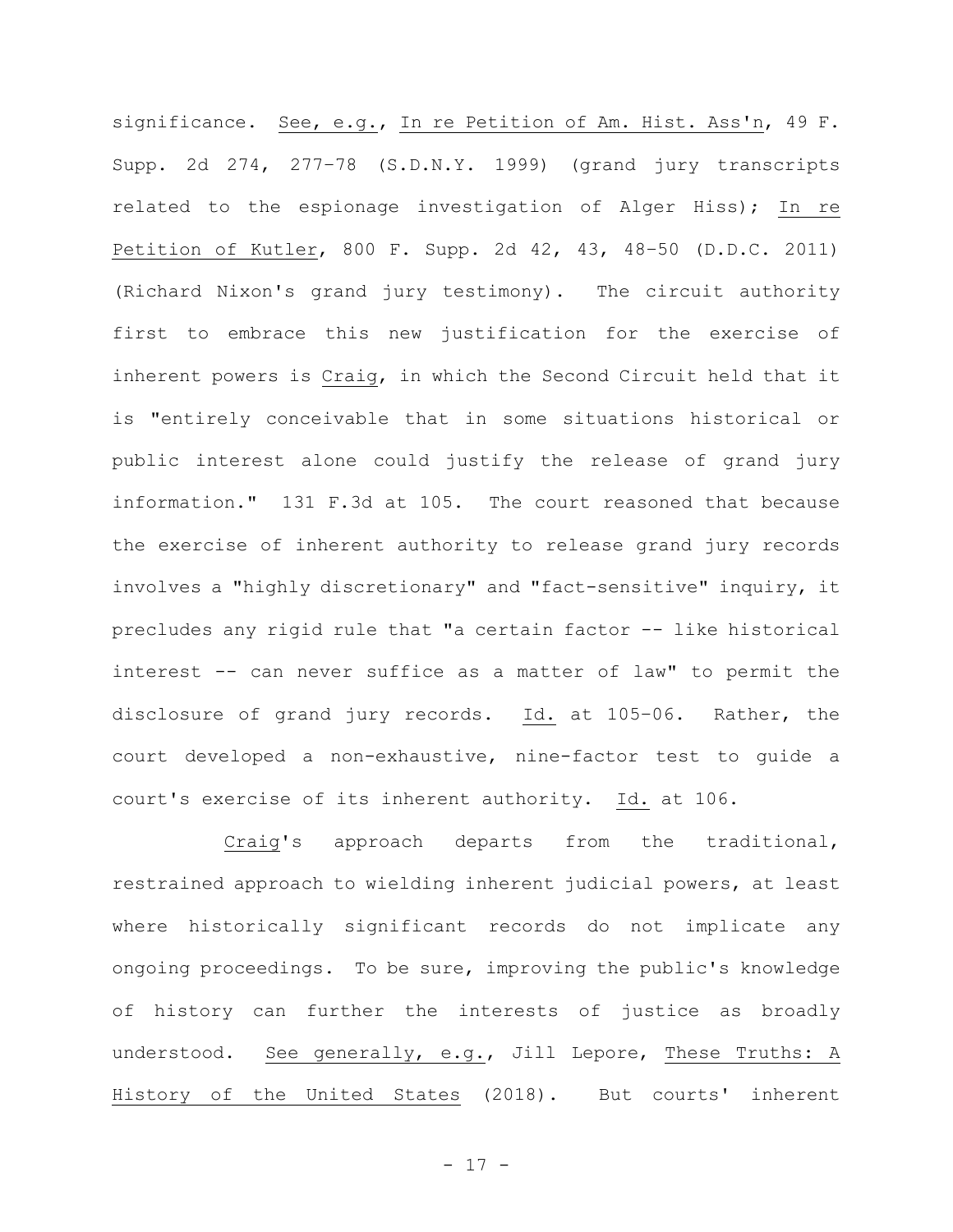significance. _See, e.g._, _In re Petition of Am. Hist. Ass'n_, 49 F. Supp. 2d 274, 277–78 (S.D.N.Y. 1999) (grand jury transcripts related to the espionage investigation of Alger Hiss); _In re Petition of Kutler_, 800 F. Supp. 2d 42, 43, 48–50 (D.D.C. 2011) (Richard Nixon's grand jury testimony). The circuit authority first to embrace this new justification for the exercise of inherent powers is _Craig_, in which the Second Circuit held that it is "entirely conceivable that in some situations historical or public interest alone could justify the release of grand jury information." 131 F.3d at 105. The court reasoned that because the exercise of inherent authority to release grand jury records involves a "highly discretionary" and "fact-sensitive" inquiry, it precludes any rigid rule that "a certain factor -- like historical interest -- can never suffice as a matter of law" to permit the disclosure of grand jury records. _Id._ at 105–06. Rather, the court developed a non-exhaustive, nine-factor test to guide a court's exercise of its inherent authority. _Id._ at 106.

_Craig_'s approach departs from the traditional, restrained approach to wielding inherent judicial powers, at least where historically significant records do not implicate any ongoing proceedings. To be sure, improving the public's knowledge of history can further the interests of justice as broadly understood. _See generally, e.g._, Jill Lepore, _These Truths: A History of the United States_ (2018). But courts' inherent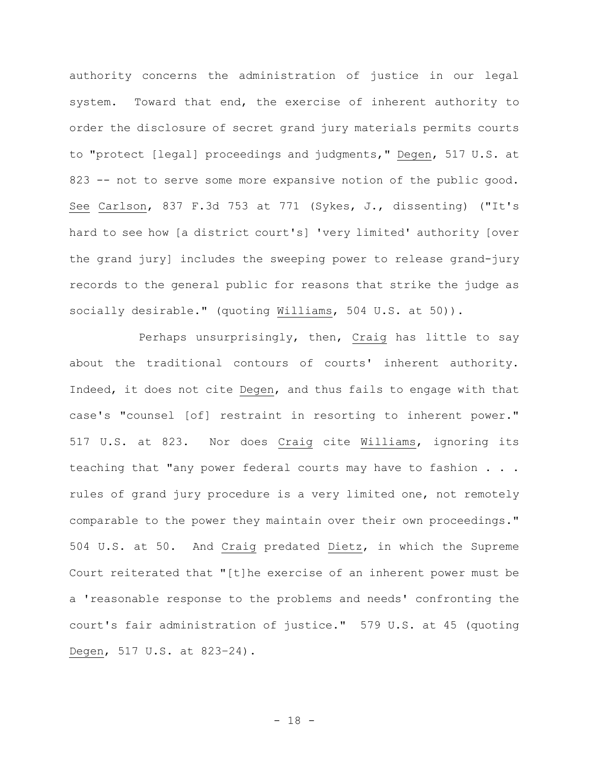authority concerns the administration of justice in our legal system. Toward that end, the exercise of inherent authority to order the disclosure of secret grand jury materials permits courts to "protect [legal] proceedings and judgments," Degen, 517 U.S. at 823 -- not to serve some more expansive notion of the public good. See Carlson, 837 F.3d 753 at 771 (Sykes, J., dissenting) ("It's hard to see how [a district court's] 'very limited' authority [over the grand jury] includes the sweeping power to release grand-jury records to the general public for reasons that strike the judge as socially desirable." (quoting Williams, 504 U.S. at 50)).

Perhaps unsurprisingly, then, Craig has little to say about the traditional contours of courts' inherent authority. Indeed, it does not cite Degen, and thus fails to engage with that case's "counsel [of] restraint in resorting to inherent power." 517 U.S. at 823. Nor does Craig cite Williams, ignoring its teaching that "any power federal courts may have to fashion . . . rules of grand jury procedure is a very limited one, not remotely comparable to the power they maintain over their own proceedings." 504 U.S. at 50. And Craig predated Dietz, in which the Supreme Court reiterated that "[t]he exercise of an inherent power must be a 'reasonable response to the problems and needs' confronting the court's fair administration of justice." 579 U.S. at 45 (quoting Degen, 517 U.S. at 823–24).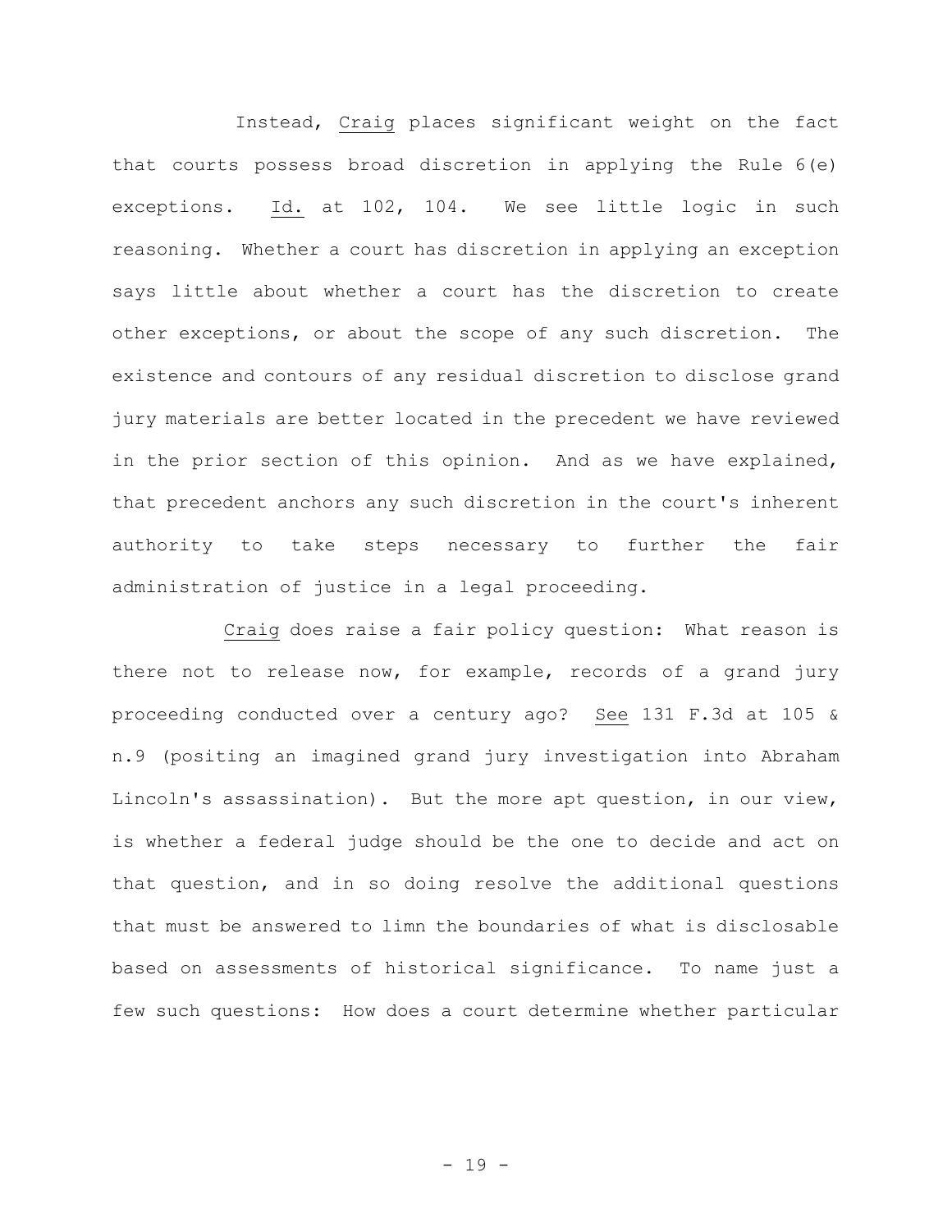Instead, Craig places significant weight on the fact that courts possess broad discretion in applying the Rule 6(e) exceptions. Id. at 102, 104. We see little logic in such reasoning. Whether a court has discretion in applying an exception says little about whether a court has the discretion to create other exceptions, or about the scope of any such discretion. The existence and contours of any residual discretion to disclose grand jury materials are better located in the precedent we have reviewed in the prior section of this opinion. And as we have explained, that precedent anchors any such discretion in the court's inherent authority to take steps necessary to further the fair administration of justice in a legal proceeding.

Craig does raise a fair policy question: What reason is there not to release now, for example, records of a grand jury proceeding conducted over a century ago? See 131 F.3d at 105 & n.9 (positing an imagined grand jury investigation into Abraham Lincoln's assassination). But the more apt question, in our view, is whether a federal judge should be the one to decide and act on that question, and in so doing resolve the additional questions that must be answered to limn the boundaries of what is disclosable based on assessments of historical significance. To name just a few such questions: How does a court determine whether particular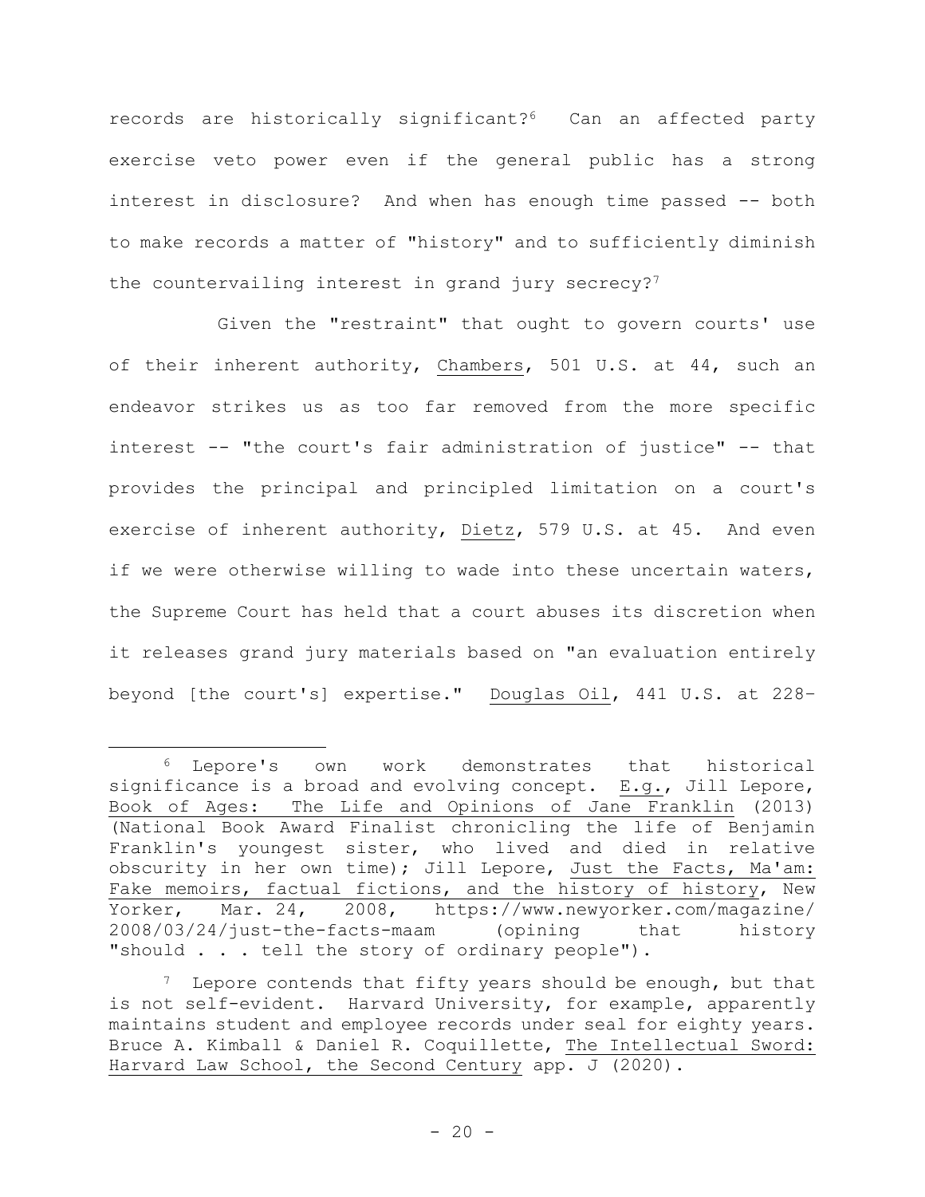records are historically significant?[6] Can an affected party exercise veto power even if the general public has a strong interest in disclosure? And when has enough time passed -- both to make records a matter of "history" and to sufficiently diminish the countervailing interest in grand jury secrecy?[7]

Given the "restraint" that ought to govern courts' use of their inherent authority, Chambers, 501 U.S. at 44, such an endeavor strikes us as too far removed from the more specific interest -- "the court's fair administration of justice" -- that provides the principal and principled limitation on a court's exercise of inherent authority, Dietz, 579 U.S. at 45. And even if we were otherwise willing to wade into these uncertain waters, the Supreme Court has held that a court abuses its discretion when it releases grand jury materials based on "an evaluation entirely beyond [the court's] expertise." Douglas Oil, 441 U.S. at 228–

---

[6] Lepore's own work demonstrates that historical significance is a broad and evolving concept. E.g., Jill Lepore, Book of Ages: The Life and Opinions of Jane Franklin (2013) (National Book Award Finalist chronicling the life of Benjamin Franklin's youngest sister, who lived and died in relative obscurity in her own time); Jill Lepore, Just the Facts, Ma'am: Fake memoirs, factual fictions, and the history of history, New Yorker, Mar. 24, 2008, https://www.newyorker.com/magazine/2008/03/24/just-the-facts-maam (opining that history "should . . . tell the story of ordinary people").

[7] Lepore contends that fifty years should be enough, but that is not self-evident. Harvard University, for example, apparently maintains student and employee records under seal for eighty years. Bruce A. Kimball & Daniel R. Coquillette, The Intellectual Sword: Harvard Law School, the Second Century app. J (2020).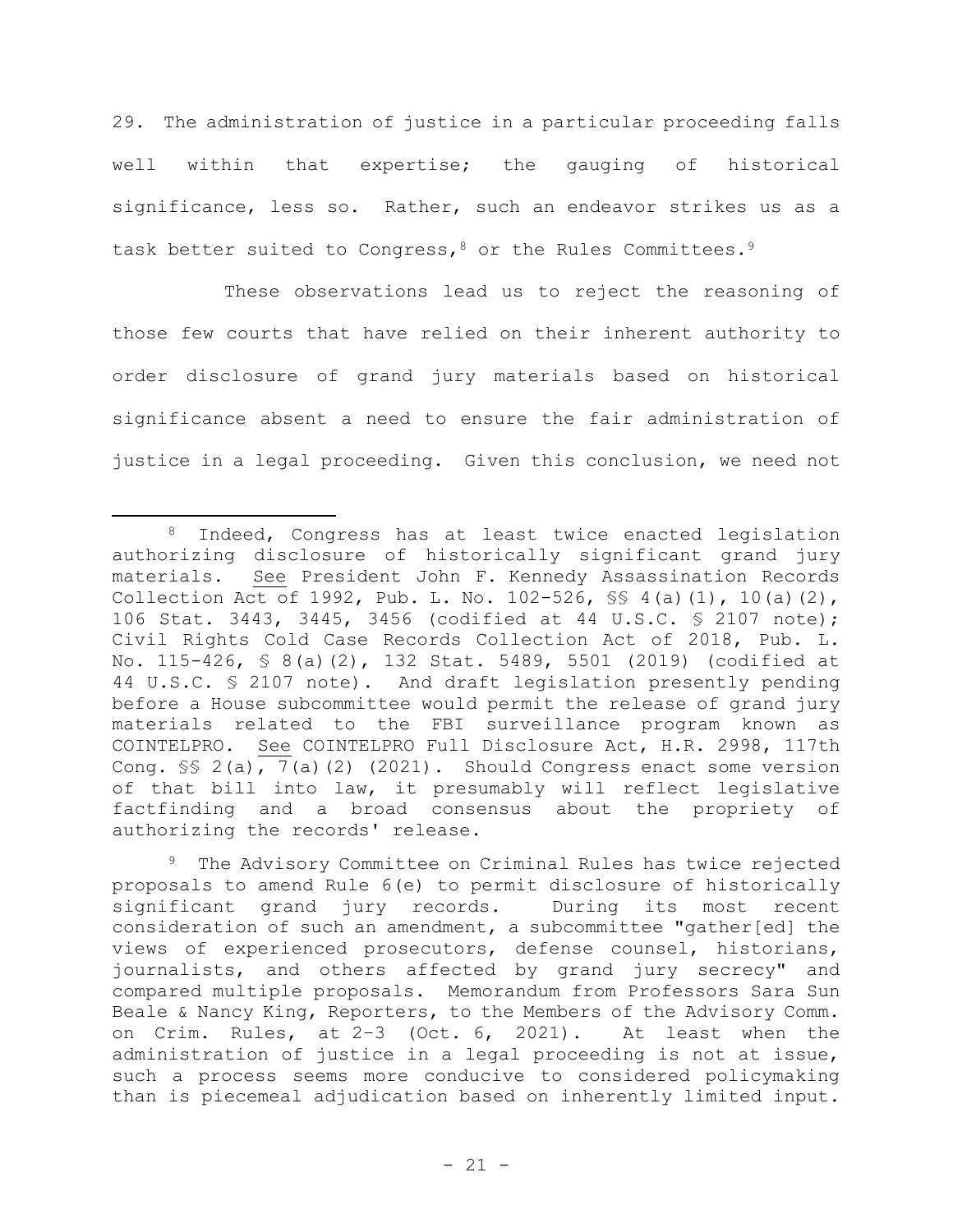29. The administration of justice in a particular proceeding falls well within that expertise; the gauging of historical significance, less so. Rather, such an endeavor strikes us as a task better suited to Congress,[8] or the Rules Committees.[9]

These observations lead us to reject the reasoning of those few courts that have relied on their inherent authority to order disclosure of grand jury materials based on historical significance absent a need to ensure the fair administration of justice in a legal proceeding. Given this conclusion, we need not

---

[8] Indeed, Congress has at least twice enacted legislation authorizing disclosure of historically significant grand jury materials. See President John F. Kennedy Assassination Records Collection Act of 1992, Pub. L. No. 102-526, §§ 4(a)(1), 10(a)(2), 106 Stat. 3443, 3445, 3456 (codified at 44 U.S.C. § 2107 note); Civil Rights Cold Case Records Collection Act of 2018, Pub. L. No. 115-426, § 8(a)(2), 132 Stat. 5489, 5501 (2019) (codified at 44 U.S.C. § 2107 note). And draft legislation presently pending before a House subcommittee would permit the release of grand jury materials related to the FBI surveillance program known as COINTELPRO. See COINTELPRO Full Disclosure Act, H.R. 2998, 117th Cong. §§ 2(a), 7(a)(2) (2021). Should Congress enact some version of that bill into law, it presumably will reflect legislative factfinding and a broad consensus about the propriety of authorizing the records' release.

[9] The Advisory Committee on Criminal Rules has twice rejected proposals to amend Rule 6(e) to permit disclosure of historically significant grand jury records. During its most recent consideration of such an amendment, a subcommittee "gather[ed] the views of experienced prosecutors, defense counsel, historians, journalists, and others affected by grand jury secrecy" and compared multiple proposals. Memorandum from Professors Sara Sun Beale & Nancy King, Reporters, to the Members of the Advisory Comm. on Crim. Rules, at 2–3 (Oct. 6, 2021). At least when the administration of justice in a legal proceeding is not at issue, such a process seems more conducive to considered policymaking than is piecemeal adjudication based on inherently limited input.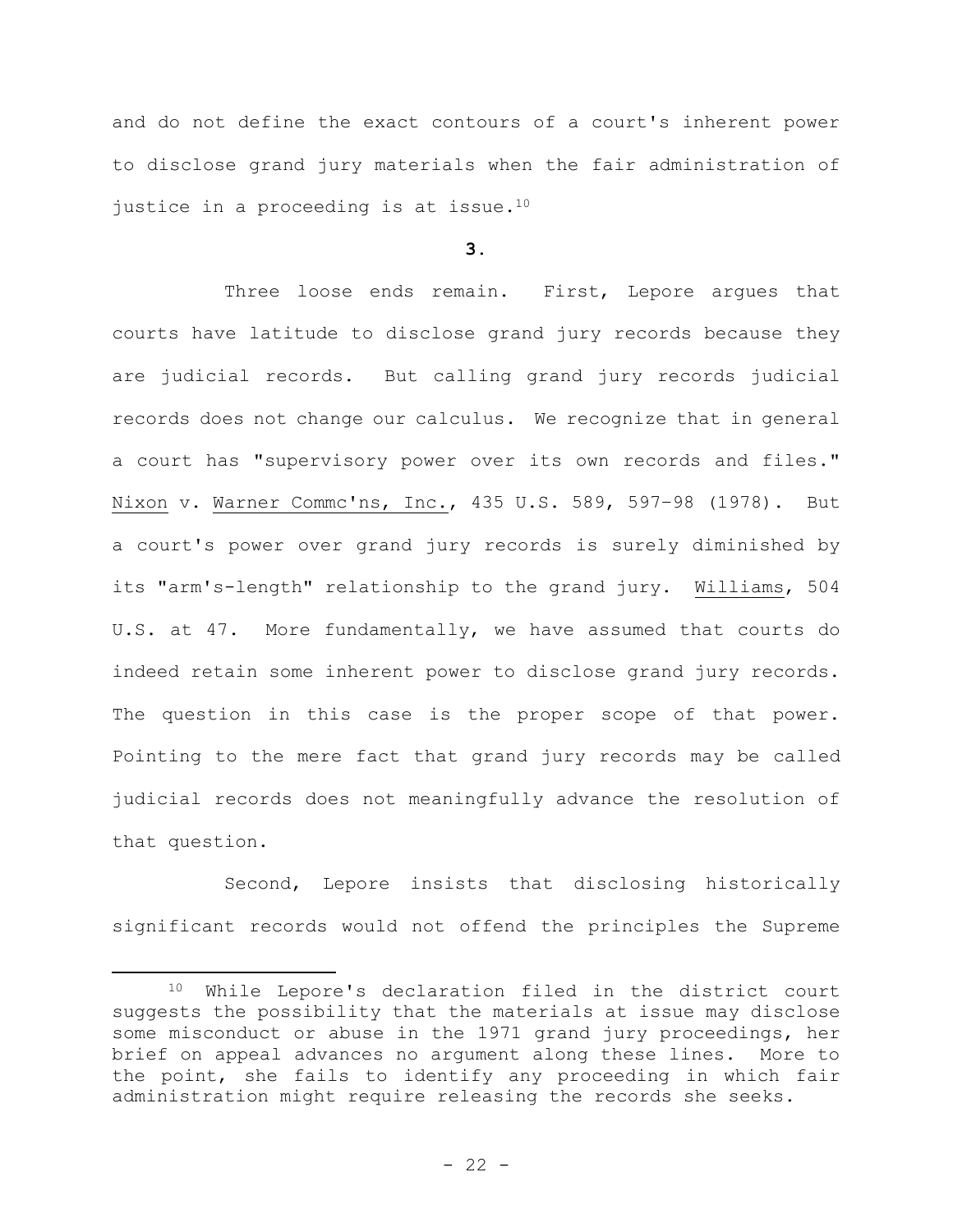and do not define the exact contours of a court's inherent power to disclose grand jury materials when the fair administration of justice in a proceeding is at issue.[10]

**3.**

Three loose ends remain. First, Lepore argues that courts have latitude to disclose grand jury records because they are judicial records. But calling grand jury records judicial records does not change our calculus. We recognize that in general a court has "supervisory power over its own records and files." Nixon v. Warner Commc'ns, Inc., 435 U.S. 589, 597–98 (1978). But a court's power over grand jury records is surely diminished by its "arm's-length" relationship to the grand jury. Williams, 504 U.S. at 47. More fundamentally, we have assumed that courts do indeed retain some inherent power to disclose grand jury records. The question in this case is the proper scope of that power. Pointing to the mere fact that grand jury records may be called judicial records does not meaningfully advance the resolution of that question.

Second, Lepore insists that disclosing historically significant records would not offend the principles the Supreme

[10] While Lepore's declaration filed in the district court suggests the possibility that the materials at issue may disclose some misconduct or abuse in the 1971 grand jury proceedings, her brief on appeal advances no argument along these lines. More to the point, she fails to identify any proceeding in which fair administration might require releasing the records she seeks.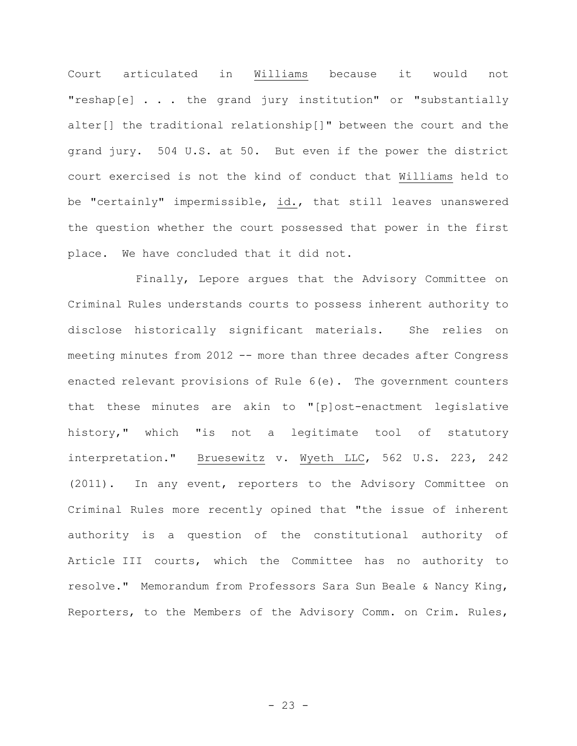Court articulated in Williams because it would not "reshap[e] . . . the grand jury institution" or "substantially alter[] the traditional relationship[]" between the court and the grand jury. 504 U.S. at 50. But even if the power the district court exercised is not the kind of conduct that Williams held to be "certainly" impermissible, id., that still leaves unanswered the question whether the court possessed that power in the first place. We have concluded that it did not.

Finally, Lepore argues that the Advisory Committee on Criminal Rules understands courts to possess inherent authority to disclose historically significant materials. She relies on meeting minutes from 2012 -- more than three decades after Congress enacted relevant provisions of Rule 6(e). The government counters that these minutes are akin to "[p]ost-enactment legislative history," which "is not a legitimate tool of statutory interpretation." Bruesewitz v. Wyeth LLC, 562 U.S. 223, 242 (2011). In any event, reporters to the Advisory Committee on Criminal Rules more recently opined that "the issue of inherent authority is a question of the constitutional authority of Article III courts, which the Committee has no authority to resolve." Memorandum from Professors Sara Sun Beale & Nancy King, Reporters, to the Members of the Advisory Comm. on Crim. Rules,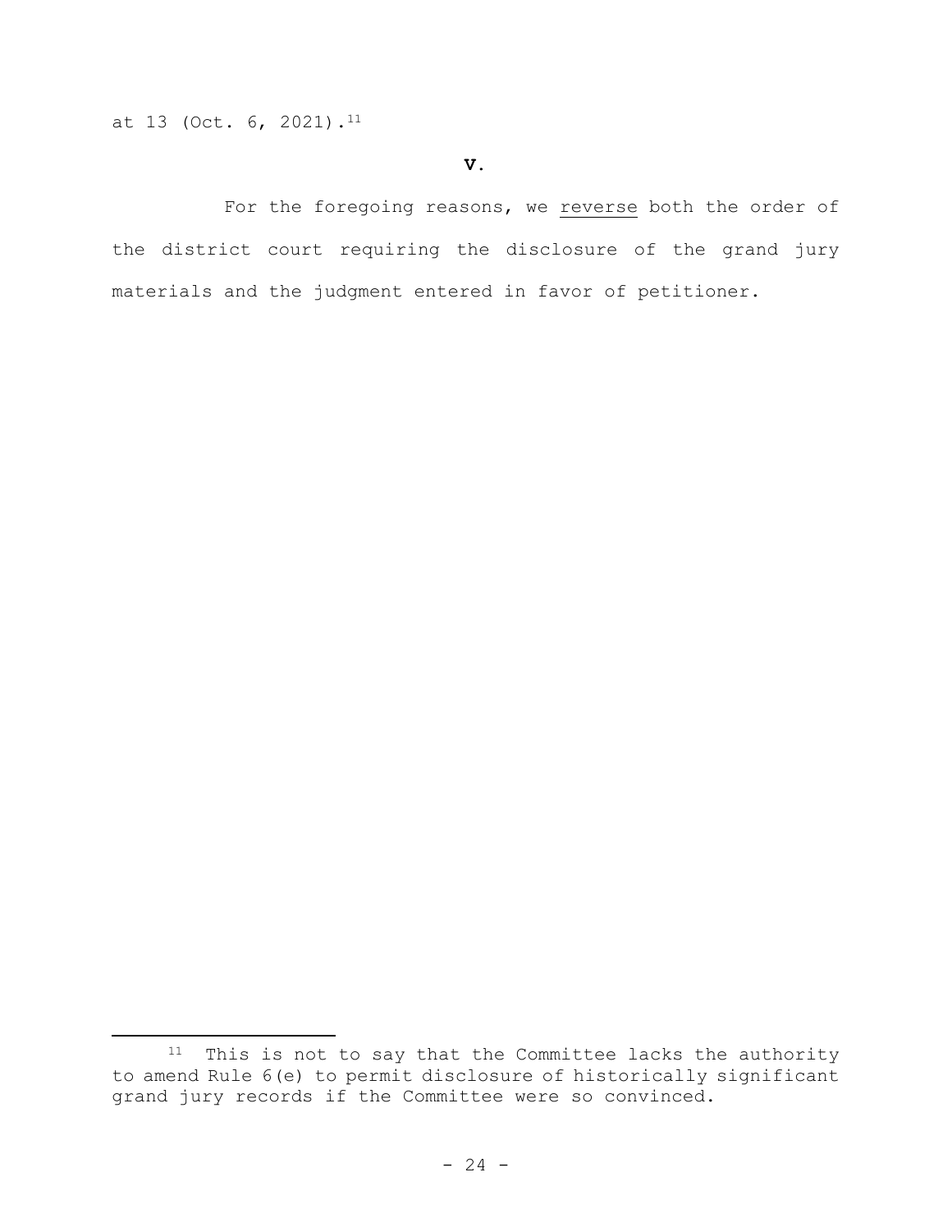at 13 (Oct. 6, 2021).[11]

## V.

For the foregoing reasons, we reverse both the order of the district court requiring the disclosure of the grand jury materials and the judgment entered in favor of petitioner.

---

[11] This is not to say that the Committee lacks the authority to amend Rule 6(e) to permit disclosure of historically significant grand jury records if the Committee were so convinced.